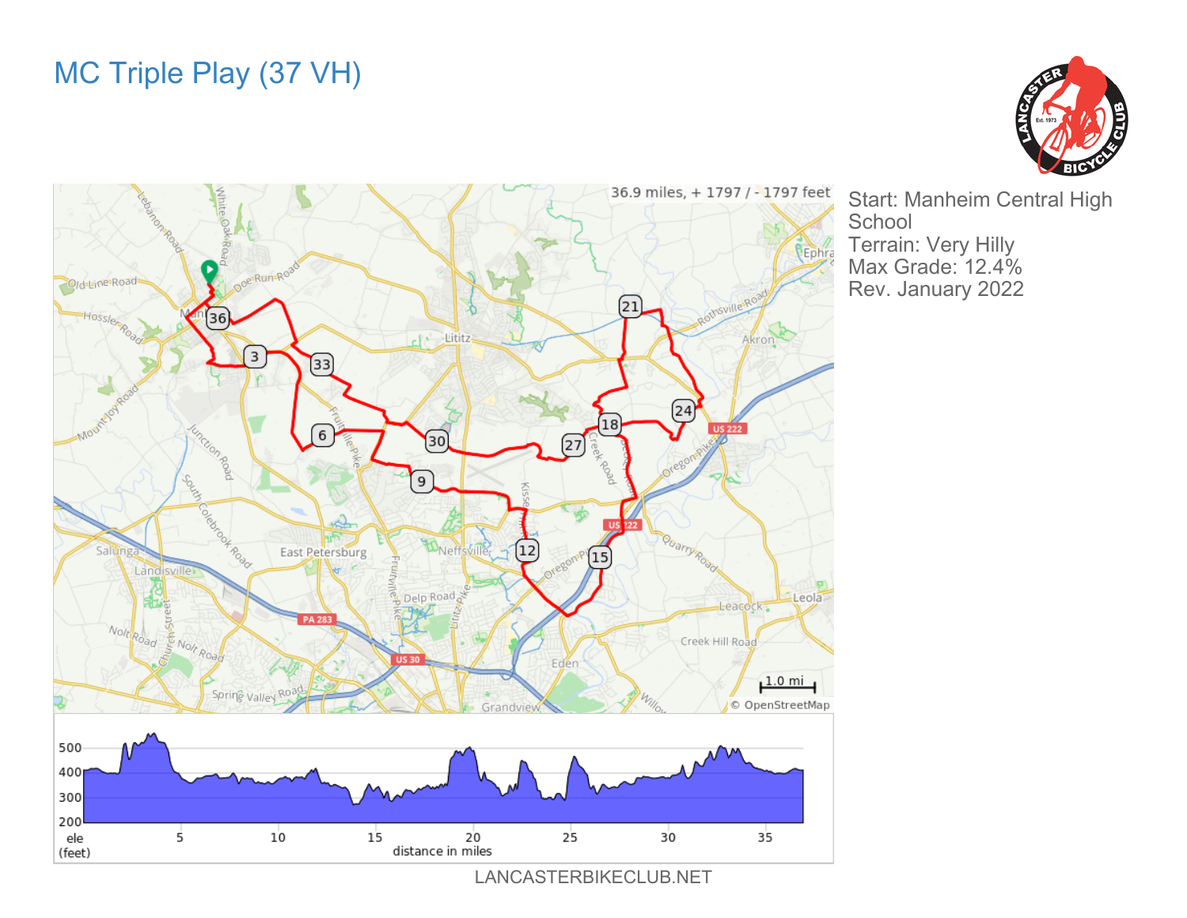# MC Triple Play (37 VH)

Start: Manheim Central High School
Terrain: Very Hilly
Max Grade: 12.4%
Rev. January 2022

36.9 miles, + 1797 / - 1797 feet

LANCASTERBIKECLUB.NET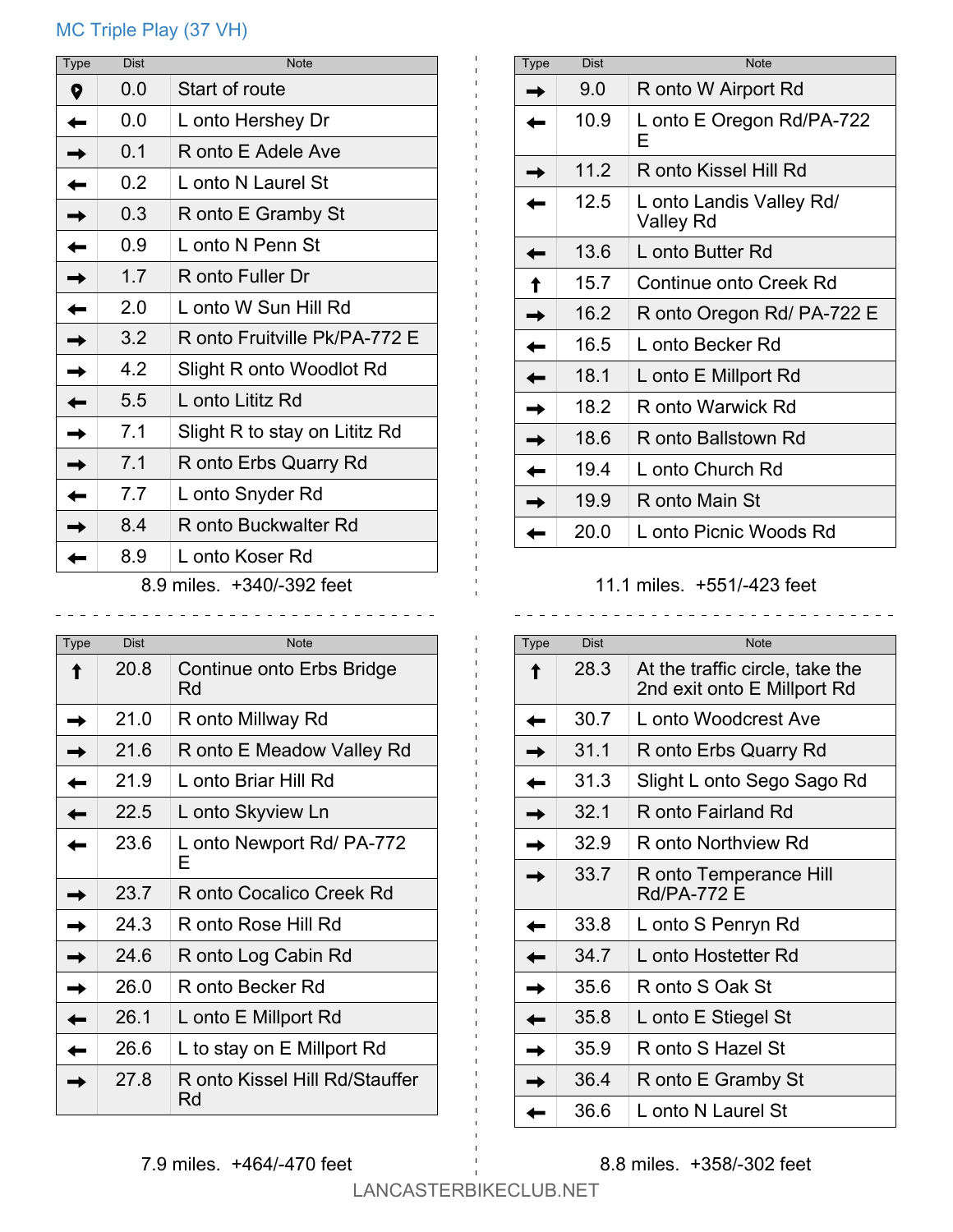## MC Triple Play (37 VH)

| Type | Dist | Note |
|---|---|---|
| Start | 0.0 | Start of route |
| ← | 0.0 | L onto Hershey Dr |
| → | 0.1 | R onto E Adele Ave |
| ← | 0.2 | L onto N Laurel St |
| → | 0.3 | R onto E Gramby St |
| ← | 0.9 | L onto N Penn St |
| → | 1.7 | R onto Fuller Dr |
| ← | 2.0 | L onto W Sun Hill Rd |
| → | 3.2 | R onto Fruitville Pk/PA-772 E |
| → | 4.2 | Slight R onto Woodlot Rd |
| ← | 5.5 | L onto Lititz Rd |
| → | 7.1 | Slight R to stay on Lititz Rd |
| → | 7.1 | R onto Erbs Quarry Rd |
| ← | 7.7 | L onto Snyder Rd |
| → | 8.4 | R onto Buckwalter Rd |
| ← | 8.9 | L onto Koser Rd |

8.9 miles. +340/-392 feet

| Type | Dist | Note |
|---|---|---|
| → | 9.0 | R onto W Airport Rd |
| ← | 10.9 | L onto E Oregon Rd/PA-722 E |
| → | 11.2 | R onto Kissel Hill Rd |
| ← | 12.5 | L onto Landis Valley Rd/ Valley Rd |
| ← | 13.6 | L onto Butter Rd |
| ↑ | 15.7 | Continue onto Creek Rd |
| → | 16.2 | R onto Oregon Rd/ PA-722 E |
| ← | 16.5 | L onto Becker Rd |
| ← | 18.1 | L onto E Millport Rd |
| → | 18.2 | R onto Warwick Rd |
| → | 18.6 | R onto Ballstown Rd |
| ← | 19.4 | L onto Church Rd |
| → | 19.9 | R onto Main St |
| ← | 20.0 | L onto Picnic Woods Rd |

11.1 miles. +551/-423 feet

| Type | Dist | Note |
|---|---|---|
| ↑ | 20.8 | Continue onto Erbs Bridge Rd |
| → | 21.0 | R onto Millway Rd |
| → | 21.6 | R onto E Meadow Valley Rd |
| ← | 21.9 | L onto Briar Hill Rd |
| ← | 22.5 | L onto Skyview Ln |
| ← | 23.6 | L onto Newport Rd/ PA-772 E |
| → | 23.7 | R onto Cocalico Creek Rd |
| → | 24.3 | R onto Rose Hill Rd |
| → | 24.6 | R onto Log Cabin Rd |
| → | 26.0 | R onto Becker Rd |
| ← | 26.1 | L onto E Millport Rd |
| ← | 26.6 | L to stay on E Millport Rd |
| → | 27.8 | R onto Kissel Hill Rd/Stauffer Rd |

7.9 miles. +464/-470 feet

| Type | Dist | Note |
|---|---|---|
| ↑ | 28.3 | At the traffic circle, take the 2nd exit onto E Millport Rd |
| ← | 30.7 | L onto Woodcrest Ave |
| → | 31.1 | R onto Erbs Quarry Rd |
| ← | 31.3 | Slight L onto Sego Sago Rd |
| → | 32.1 | R onto Fairland Rd |
| → | 32.9 | R onto Northview Rd |
| → | 33.7 | R onto Temperance Hill Rd/PA-772 E |
| ← | 33.8 | L onto S Penryn Rd |
| ← | 34.7 | L onto Hostetter Rd |
| → | 35.6 | R onto S Oak St |
| ← | 35.8 | L onto E Stiegel St |
| → | 35.9 | R onto S Hazel St |
| → | 36.4 | R onto E Gramby St |
| ← | 36.6 | L onto N Laurel St |

8.8 miles. +358/-302 feet

LANCASTERBIKECLUB.NET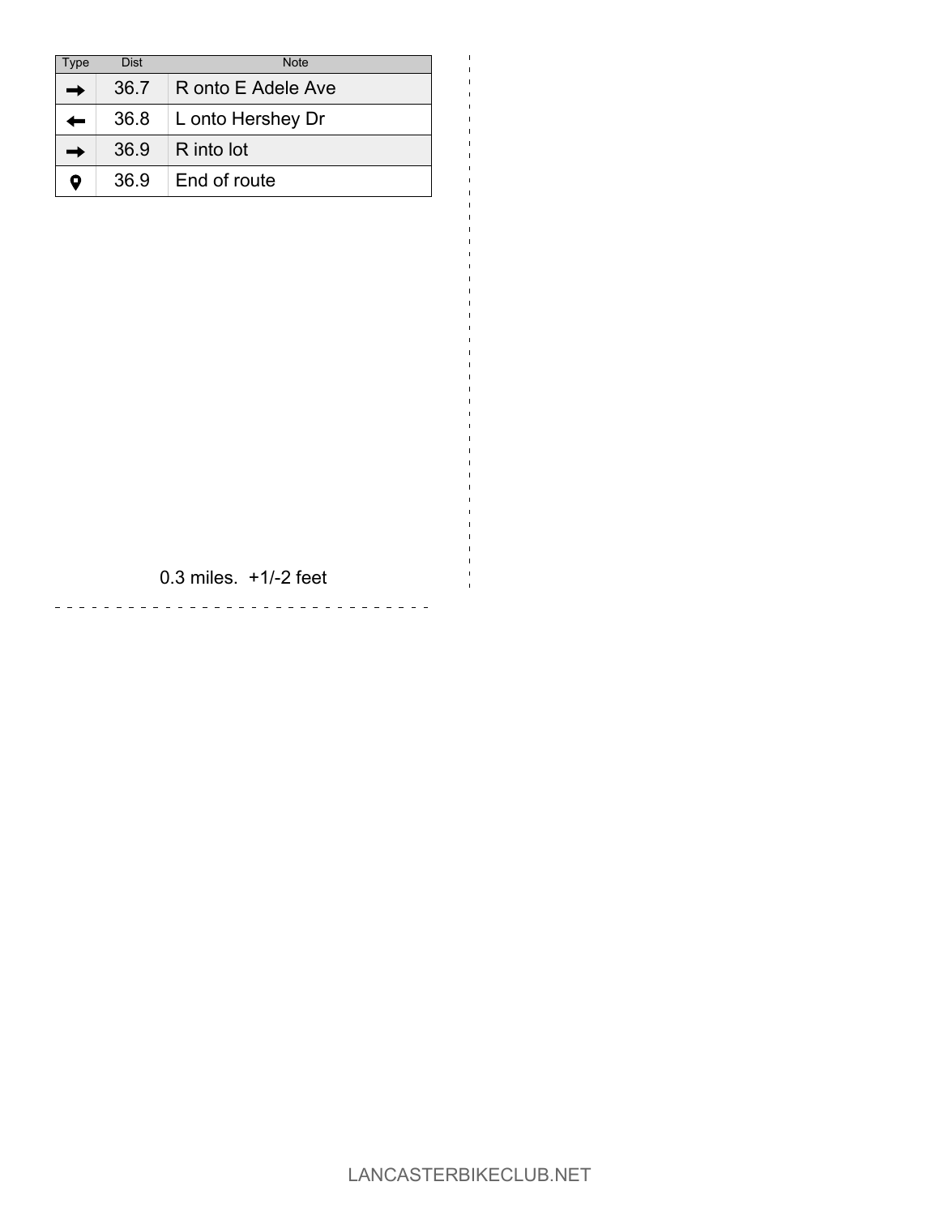| Type | Dist | Note |
|---|---|---|
| → | 36.7 | R onto E Adele Ave |
| ← | 36.8 | L onto Hershey Dr |
| → | 36.9 | R into lot |
| 📍 | 36.9 | End of route |

0.3 miles. +1/-2 feet

LANCASTERBIKECLUB.NET